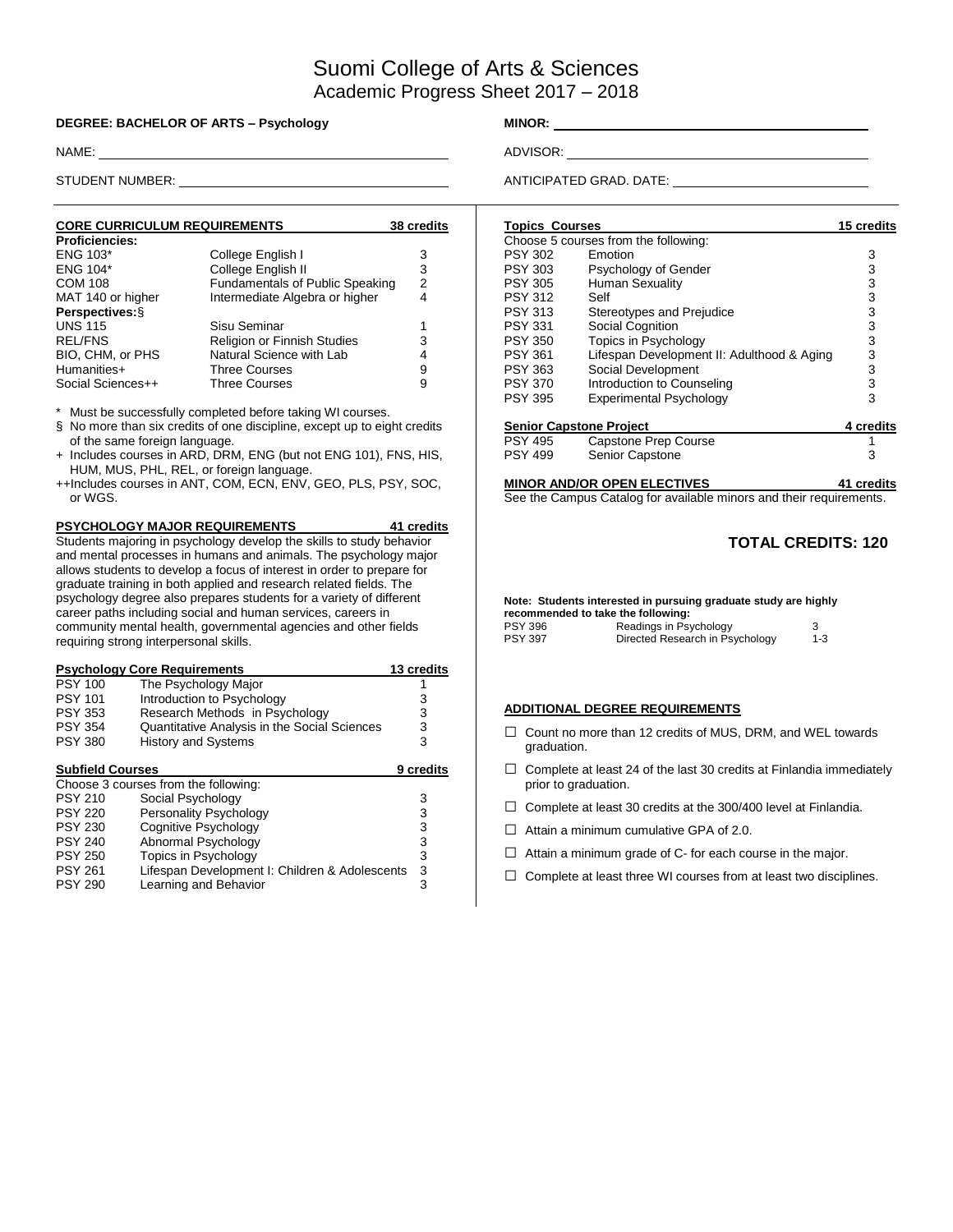# Suomi College of Arts & Sciences
## Academic Progress Sheet 2017 – 2018

**DEGREE: BACHELOR OF ARTS – Psychology**

**MINOR:** ______________________

NAME: ______________________

ADVISOR: ______________________

STUDENT NUMBER: ______________________

ANTICIPATED GRAD. DATE: ______________________

### CORE CURRICULUM REQUIREMENTS — 38 credits

| Course | Title | Credits |
|---|---|---|
| **Proficiencies:** | | |
| ENG 103* | College English I | 3 |
| ENG 104* | College English II | 3 |
| COM 108 | Fundamentals of Public Speaking | 2 |
| MAT 140 or higher | Intermediate Algebra or higher | 4 |
| **Perspectives:§** | | |
| UNS 115 | Sisu Seminar | 1 |
| REL/FNS | Religion or Finnish Studies | 3 |
| BIO, CHM, or PHS | Natural Science with Lab | 4 |
| Humanities+ | Three Courses | 9 |
| Social Sciences++ | Three Courses | 9 |

\* Must be successfully completed before taking WI courses.

§ No more than six credits of one discipline, except up to eight credits of the same foreign language.

\+ Includes courses in ARD, DRM, ENG (but not ENG 101), FNS, HIS, HUM, MUS, PHL, REL, or foreign language.

++Includes courses in ANT, COM, ECN, ENV, GEO, PLS, PSY, SOC, or WGS.

### PSYCHOLOGY MAJOR REQUIREMENTS — 41 credits

Students majoring in psychology develop the skills to study behavior and mental processes in humans and animals. The psychology major allows students to develop a focus of interest in order to prepare for graduate training in both applied and research related fields. The psychology degree also prepares students for a variety of different career paths including social and human services, careers in community mental health, governmental agencies and other fields requiring strong interpersonal skills.

#### Psychology Core Requirements — 13 credits

| Course | Title | Credits |
|---|---|---|
| PSY 100 | The Psychology Major | 1 |
| PSY 101 | Introduction to Psychology | 3 |
| PSY 353 | Research Methods in Psychology | 3 |
| PSY 354 | Quantitative Analysis in the Social Sciences | 3 |
| PSY 380 | History and Systems | 3 |

#### Subfield Courses — 9 credits

Choose 3 courses from the following:

| Course | Title | Credits |
|---|---|---|
| PSY 210 | Social Psychology | 3 |
| PSY 220 | Personality Psychology | 3 |
| PSY 230 | Cognitive Psychology | 3 |
| PSY 240 | Abnormal Psychology | 3 |
| PSY 250 | Topics in Psychology | 3 |
| PSY 261 | Lifespan Development I: Children & Adolescents | 3 |
| PSY 290 | Learning and Behavior | 3 |

#### Topics Courses — 15 credits

Choose 5 courses from the following:

| Course | Title | Credits |
|---|---|---|
| PSY 302 | Emotion | 3 |
| PSY 303 | Psychology of Gender | 3 |
| PSY 305 | Human Sexuality | 3 |
| PSY 312 | Self | 3 |
| PSY 313 | Stereotypes and Prejudice | 3 |
| PSY 331 | Social Cognition | 3 |
| PSY 350 | Topics in Psychology | 3 |
| PSY 361 | Lifespan Development II: Adulthood & Aging | 3 |
| PSY 363 | Social Development | 3 |
| PSY 370 | Introduction to Counseling | 3 |
| PSY 395 | Experimental Psychology | 3 |

#### Senior Capstone Project — 4 credits

| Course | Title | Credits |
|---|---|---|
| PSY 495 | Capstone Prep Course | 1 |
| PSY 499 | Senior Capstone | 3 |

### MINOR AND/OR OPEN ELECTIVES — 41 credits

See the Campus Catalog for available minors and their requirements.

## TOTAL CREDITS: 120

**Note: Students interested in pursuing graduate study are highly recommended to take the following:**

| Course | Title | Credits |
|---|---|---|
| PSY 396 | Readings in Psychology | 3 |
| PSY 397 | Directed Research in Psychology | 1-3 |

### ADDITIONAL DEGREE REQUIREMENTS

- ☐ Count no more than 12 credits of MUS, DRM, and WEL towards graduation.
- ☐ Complete at least 24 of the last 30 credits at Finlandia immediately prior to graduation.
- ☐ Complete at least 30 credits at the 300/400 level at Finlandia.
- ☐ Attain a minimum cumulative GPA of 2.0.
- ☐ Attain a minimum grade of C- for each course in the major.
- ☐ Complete at least three WI courses from at least two disciplines.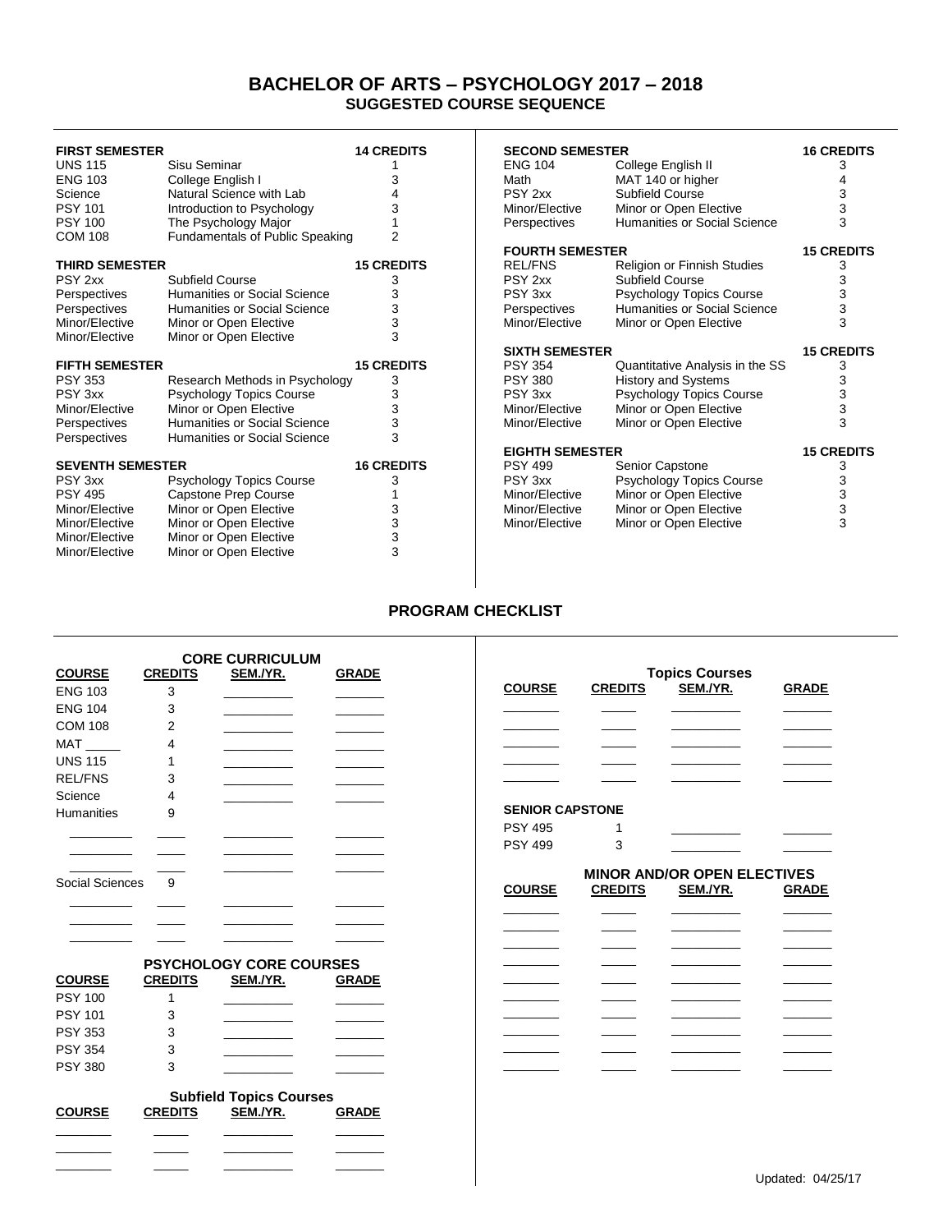# BACHELOR OF ARTS – PSYCHOLOGY 2017 – 2018

## SUGGESTED COURSE SEQUENCE

**FIRST SEMESTER — 14 CREDITS**

| | | |
|---|---|---|
| UNS 115 | Sisu Seminar | 1 |
| ENG 103 | College English I | 3 |
| Science | Natural Science with Lab | 4 |
| PSY 101 | Introduction to Psychology | 3 |
| PSY 100 | The Psychology Major | 1 |
| COM 108 | Fundamentals of Public Speaking | 2 |

**SECOND SEMESTER — 16 CREDITS**

| | | |
|---|---|---|
| ENG 104 | College English II | 3 |
| Math | MAT 140 or higher | 4 |
| PSY 2xx | Subfield Course | 3 |
| Minor/Elective | Minor or Open Elective | 3 |
| Perspectives | Humanities or Social Science | 3 |

**THIRD SEMESTER — 15 CREDITS**

| | | |
|---|---|---|
| PSY 2xx | Subfield Course | 3 |
| Perspectives | Humanities or Social Science | 3 |
| Perspectives | Humanities or Social Science | 3 |
| Minor/Elective | Minor or Open Elective | 3 |
| Minor/Elective | Minor or Open Elective | 3 |

**FOURTH SEMESTER — 15 CREDITS**

| | | |
|---|---|---|
| REL/FNS | Religion or Finnish Studies | 3 |
| PSY 2xx | Subfield Course | 3 |
| PSY 3xx | Psychology Topics Course | 3 |
| Perspectives | Humanities or Social Science | 3 |
| Minor/Elective | Minor or Open Elective | 3 |

**FIFTH SEMESTER — 15 CREDITS**

| | | |
|---|---|---|
| PSY 353 | Research Methods in Psychology | 3 |
| PSY 3xx | Psychology Topics Course | 3 |
| Minor/Elective | Minor or Open Elective | 3 |
| Perspectives | Humanities or Social Science | 3 |
| Perspectives | Humanities or Social Science | 3 |

**SIXTH SEMESTER — 15 CREDITS**

| | | |
|---|---|---|
| PSY 354 | Quantitative Analysis in the SS | 3 |
| PSY 380 | History and Systems | 3 |
| PSY 3xx | Psychology Topics Course | 3 |
| Minor/Elective | Minor or Open Elective | 3 |
| Minor/Elective | Minor or Open Elective | 3 |

**SEVENTH SEMESTER — 16 CREDITS**

| | | |
|---|---|---|
| PSY 3xx | Psychology Topics Course | 3 |
| PSY 495 | Capstone Prep Course | 1 |
| Minor/Elective | Minor or Open Elective | 3 |
| Minor/Elective | Minor or Open Elective | 3 |
| Minor/Elective | Minor or Open Elective | 3 |
| Minor/Elective | Minor or Open Elective | 3 |

**EIGHTH SEMESTER — 15 CREDITS**

| | | |
|---|---|---|
| PSY 499 | Senior Capstone | 3 |
| PSY 3xx | Psychology Topics Course | 3 |
| Minor/Elective | Minor or Open Elective | 3 |
| Minor/Elective | Minor or Open Elective | 3 |
| Minor/Elective | Minor or Open Elective | 3 |

## PROGRAM CHECKLIST

### CORE CURRICULUM

| COURSE | CREDITS | SEM./YR. | GRADE |
|---|---|---|---|
| ENG 103 | 3 | | |
| ENG 104 | 3 | | |
| COM 108 | 2 | | |
| MAT _____ | 4 | | |
| UNS 115 | 1 | | |
| REL/FNS | 3 | | |
| Science | 4 | | |
| Humanities | 9 | | |
| | | | |
| | | | |
| | | | |
| Social Sciences | 9 | | |
| | | | |
| | | | |
| | | | |

### PSYCHOLOGY CORE COURSES

| COURSE | CREDITS | SEM./YR. | GRADE |
|---|---|---|---|
| PSY 100 | 1 | | |
| PSY 101 | 3 | | |
| PSY 353 | 3 | | |
| PSY 354 | 3 | | |
| PSY 380 | 3 | | |

### Subfield Topics Courses

| COURSE | CREDITS | SEM./YR. | GRADE |
|---|---|---|---|
| | | | |
| | | | |
| | | | |

### Topics Courses

| COURSE | CREDITS | SEM./YR. | GRADE |
|---|---|---|---|
| | | | |
| | | | |
| | | | |
| | | | |
| | | | |

### SENIOR CAPSTONE

| COURSE | CREDITS | SEM./YR. | GRADE |
|---|---|---|---|
| PSY 495 | 1 | | |
| PSY 499 | 3 | | |

### MINOR AND/OR OPEN ELECTIVES

| COURSE | CREDITS | SEM./YR. | GRADE |
|---|---|---|---|
| | | | |
| | | | |
| | | | |
| | | | |
| | | | |
| | | | |
| | | | |
| | | | |
| | | | |

Updated: 04/25/17